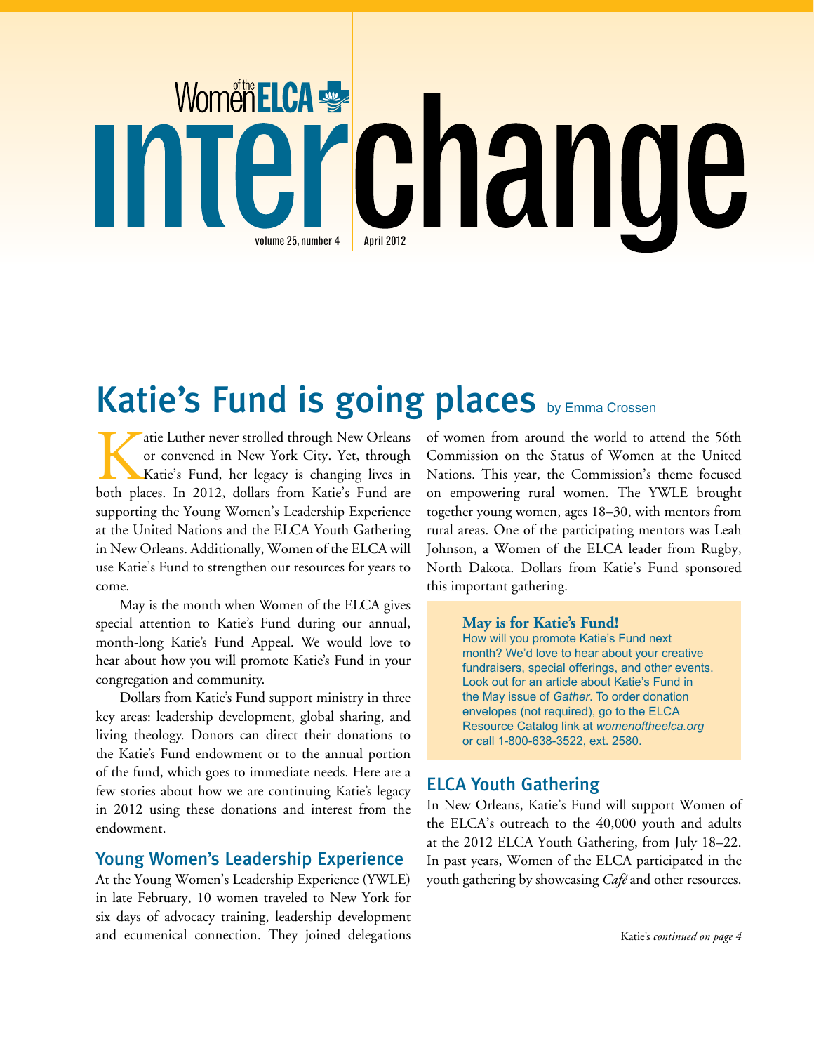Women of the ELCA

# interchange

volume 25, number 4 | April 2012

## Katie's Fund is going places

by Emma Crossen

Katie Luther never strolled through New Orleans or convened in New York City. Yet, through Katie's Fund, her legacy is changing lives in both places. In 2012, dollars from Katie's Fund are supporting the Young Women's Leadership Experience at the United Nations and the ELCA Youth Gathering in New Orleans. Additionally, Women of the ELCA will use Katie's Fund to strengthen our resources for years to come.

May is the month when Women of the ELCA gives special attention to Katie's Fund during our annual, month-long Katie's Fund Appeal. We would love to hear about how you will promote Katie's Fund in your congregation and community.

Dollars from Katie's Fund support ministry in three key areas: leadership development, global sharing, and living theology. Donors can direct their donations to the Katie's Fund endowment or to the annual portion of the fund, which goes to immediate needs. Here are a few stories about how we are continuing Katie's legacy in 2012 using these donations and interest from the endowment.

### Young Women's Leadership Experience

At the Young Women's Leadership Experience (YWLE) in late February, 10 women traveled to New York for six days of advocacy training, leadership development and ecumenical connection. They joined delegations of women from around the world to attend the 56th Commission on the Status of Women at the United Nations. This year, the Commission's theme focused on empowering rural women. The YWLE brought together young women, ages 18–30, with mentors from rural areas. One of the participating mentors was Leah Johnson, a Women of the ELCA leader from Rugby, North Dakota. Dollars from Katie's Fund sponsored this important gathering.

**May is for Katie's Fund!**

How will you promote Katie's Fund next month? We'd love to hear about your creative fundraisers, special offerings, and other events. Look out for an article about Katie's Fund in the May issue of *Gather*. To order donation envelopes (not required), go to the ELCA Resource Catalog link at *womenoftheelca.org* or call 1-800-638-3522, ext. 2580.

### ELCA Youth Gathering

In New Orleans, Katie's Fund will support Women of the ELCA's outreach to the 40,000 youth and adults at the 2012 ELCA Youth Gathering, from July 18–22. In past years, Women of the ELCA participated in the youth gathering by showcasing *Café* and other resources.

Katie's *continued on page 4*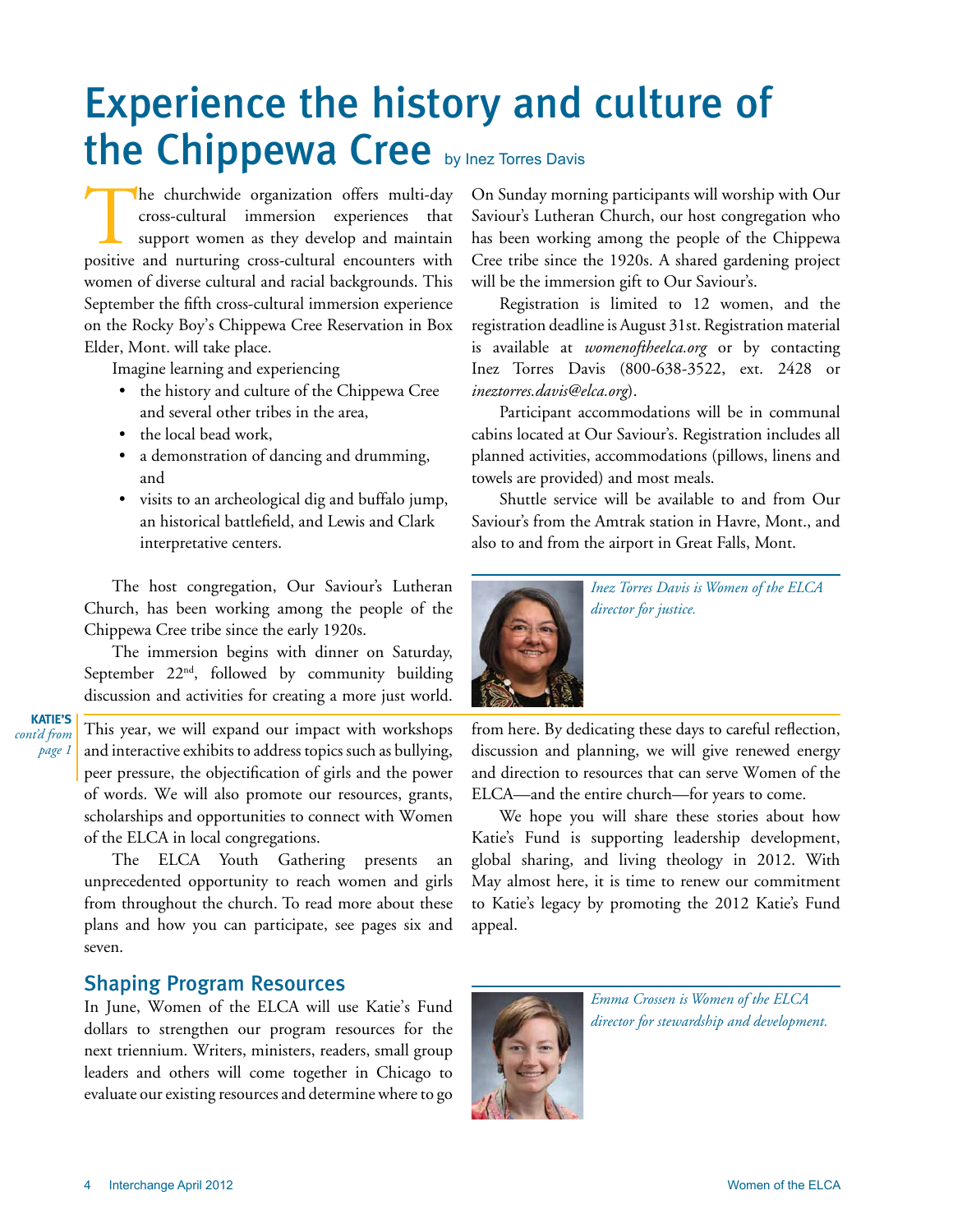# Experience the history and culture of the Chippewa Cree

by Inez Torres Davis

The churchwide organization offers multi-day cross-cultural immersion experiences that support women as they develop and maintain positive and nurturing cross-cultural encounters with women of diverse cultural and racial backgrounds. This September the fifth cross-cultural immersion experience on the Rocky Boy's Chippewa Cree Reservation in Box Elder, Mont. will take place.

Imagine learning and experiencing

- the history and culture of the Chippewa Cree and several other tribes in the area,
- the local bead work,
- a demonstration of dancing and drumming, and
- visits to an archeological dig and buffalo jump, an historical battlefield, and Lewis and Clark interpretative centers.

The host congregation, Our Saviour's Lutheran Church, has been working among the people of the Chippewa Cree tribe since the early 1920s.

The immersion begins with dinner on Saturday, September 22nd, followed by community building discussion and activities for creating a more just world. On Sunday morning participants will worship with Our Saviour's Lutheran Church, our host congregation who has been working among the people of the Chippewa Cree tribe since the 1920s. A shared gardening project will be the immersion gift to Our Saviour's.

Registration is limited to 12 women, and the registration deadline is August 31st. Registration material is available at *womenoftheelca.org* or by contacting Inez Torres Davis (800-638-3522, ext. 2428 or *ineztorres.davis@elca.org*).

Participant accommodations will be in communal cabins located at Our Saviour's. Registration includes all planned activities, accommodations (pillows, linens and towels are provided) and most meals.

Shuttle service will be available to and from Our Saviour's from the Amtrak station in Havre, Mont., and also to and from the airport in Great Falls, Mont.

*Inez Torres Davis is Women of the ELCA director for justice.*

**KATIE'S** *cont'd from page 1*

This year, we will expand our impact with workshops and interactive exhibits to address topics such as bullying, peer pressure, the objectification of girls and the power of words. We will also promote our resources, grants, scholarships and opportunities to connect with Women of the ELCA in local congregations.

The ELCA Youth Gathering presents an unprecedented opportunity to reach women and girls from throughout the church. To read more about these plans and how you can participate, see pages six and seven.

## Shaping Program Resources

In June, Women of the ELCA will use Katie's Fund dollars to strengthen our program resources for the next triennium. Writers, ministers, readers, small group leaders and others will come together in Chicago to evaluate our existing resources and determine where to go from here. By dedicating these days to careful reflection, discussion and planning, we will give renewed energy and direction to resources that can serve Women of the ELCA—and the entire church—for years to come.

We hope you will share these stories about how Katie's Fund is supporting leadership development, global sharing, and living theology in 2012. With May almost here, it is time to renew our commitment to Katie's legacy by promoting the 2012 Katie's Fund appeal.

*Emma Crossen is Women of the ELCA director for stewardship and development.*